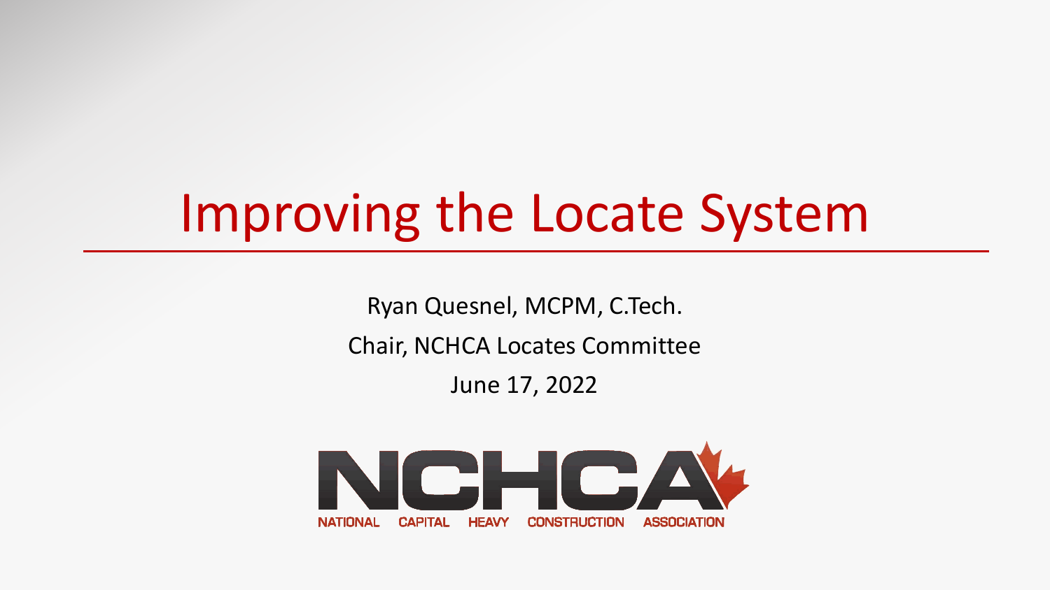# Improving the Locate System

Ryan Quesnel, MCPM, C.Tech.

Chair, NCHCA Locates Committee

June 17, 2022

NCHCA

NATIONAL CAPITAL HEAVY CONSTRUCTION ASSOCIATION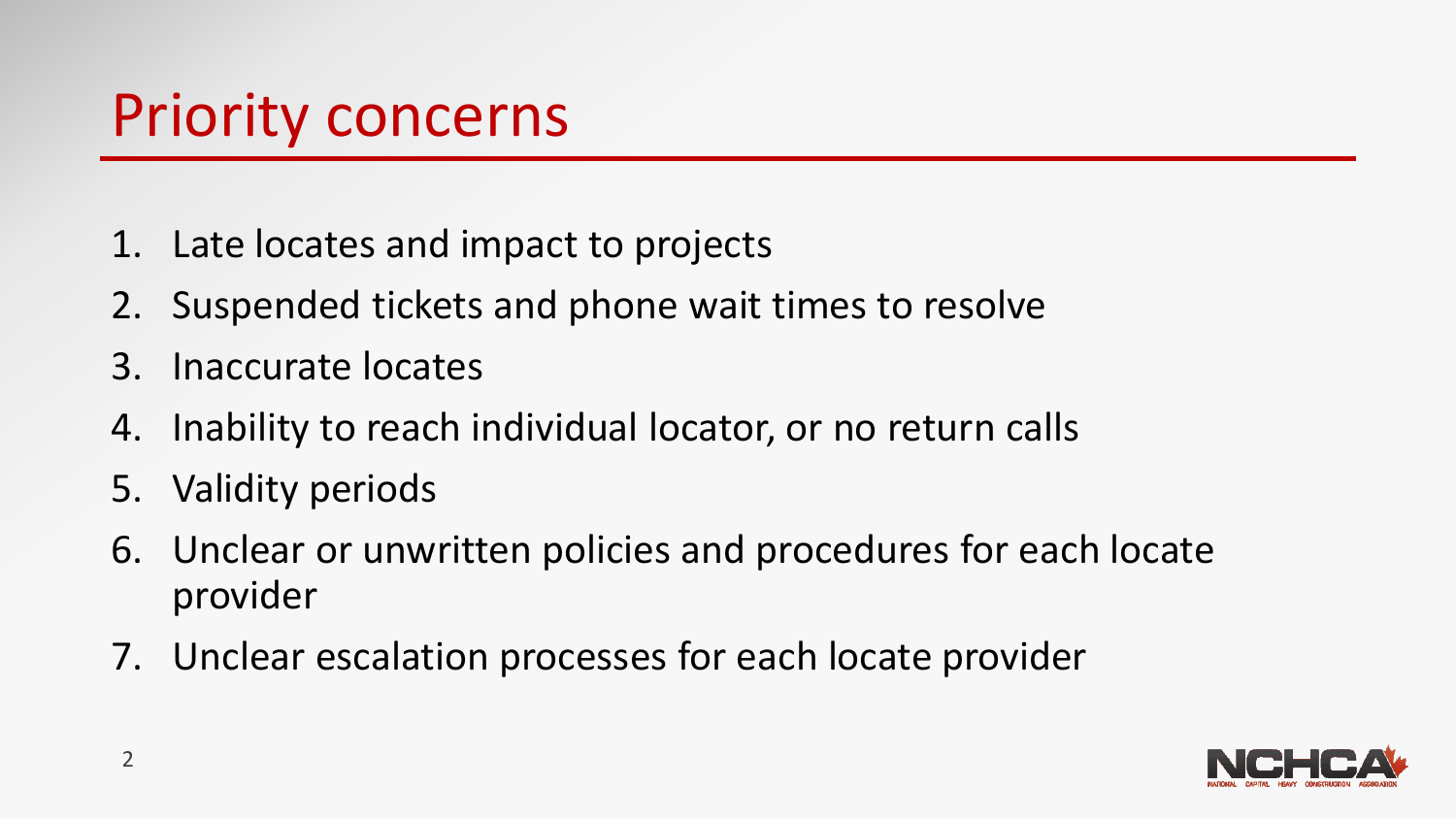# Priority concerns

1. Late locates and impact to projects
2. Suspended tickets and phone wait times to resolve
3. Inaccurate locates
4. Inability to reach individual locator, or no return calls
5. Validity periods
6. Unclear or unwritten policies and procedures for each locate provider
7. Unclear escalation processes for each locate provider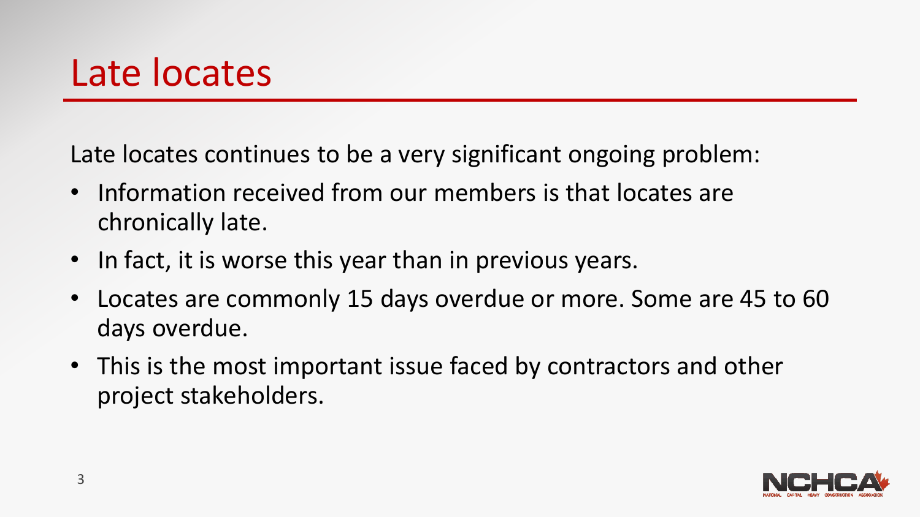# Late locates

Late locates continues to be a very significant ongoing problem:

- Information received from our members is that locates are chronically late.
- In fact, it is worse this year than in previous years.
- Locates are commonly 15 days overdue or more. Some are 45 to 60 days overdue.
- This is the most important issue faced by contractors and other project stakeholders.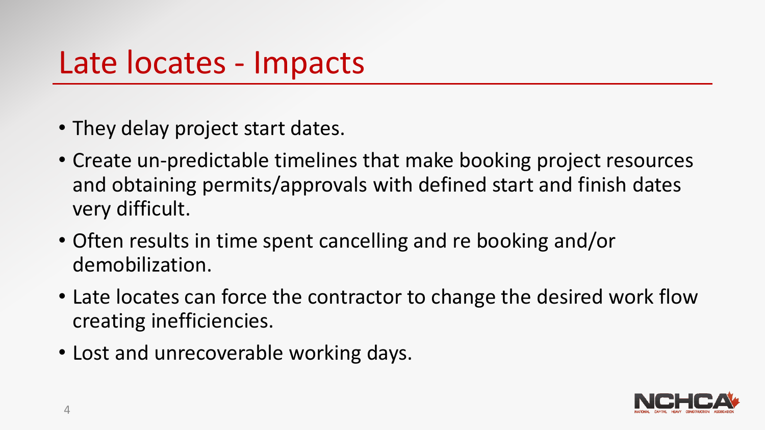# Late locates - Impacts

- They delay project start dates.
- Create un-predictable timelines that make booking project resources and obtaining permits/approvals with defined start and finish dates very difficult.
- Often results in time spent cancelling and re booking and/or demobilization.
- Late locates can force the contractor to change the desired work flow creating inefficiencies.
- Lost and unrecoverable working days.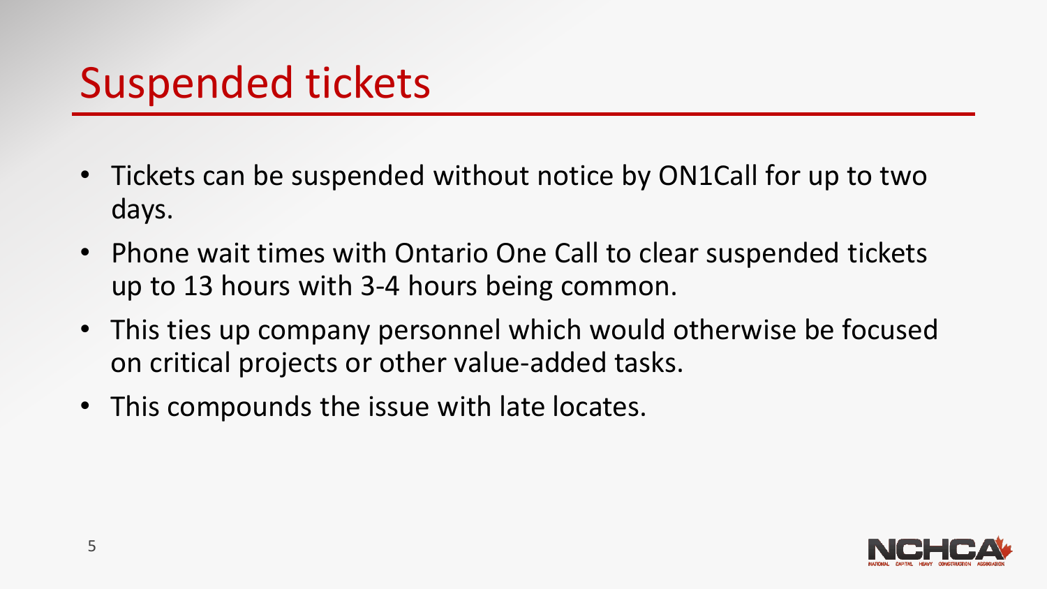# Suspended tickets

- Tickets can be suspended without notice by ON1Call for up to two days.
- Phone wait times with Ontario One Call to clear suspended tickets up to 13 hours with 3-4 hours being common.
- This ties up company personnel which would otherwise be focused on critical projects or other value-added tasks.
- This compounds the issue with late locates.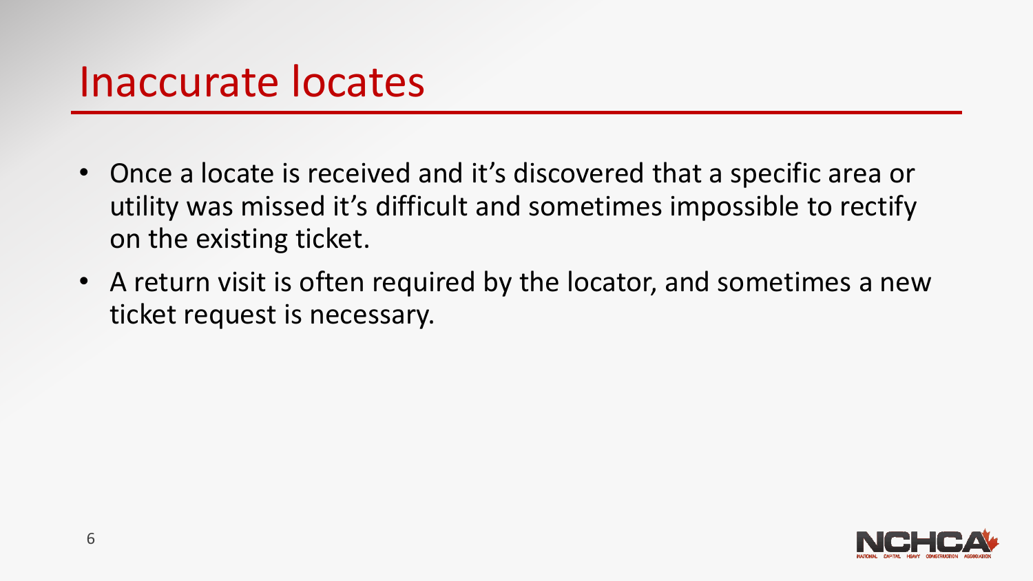# Inaccurate locates

- Once a locate is received and it's discovered that a specific area or utility was missed it's difficult and sometimes impossible to rectify on the existing ticket.
- A return visit is often required by the locator, and sometimes a new ticket request is necessary.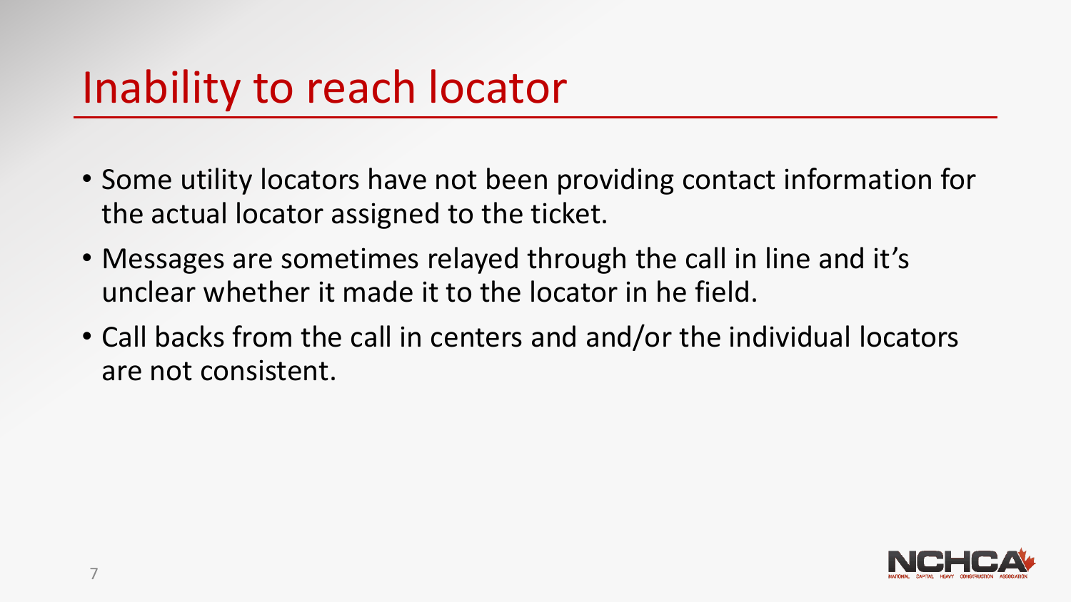# Inability to reach locator

- Some utility locators have not been providing contact information for the actual locator assigned to the ticket.
- Messages are sometimes relayed through the call in line and it's unclear whether it made it to the locator in he field.
- Call backs from the call in centers and and/or the individual locators are not consistent.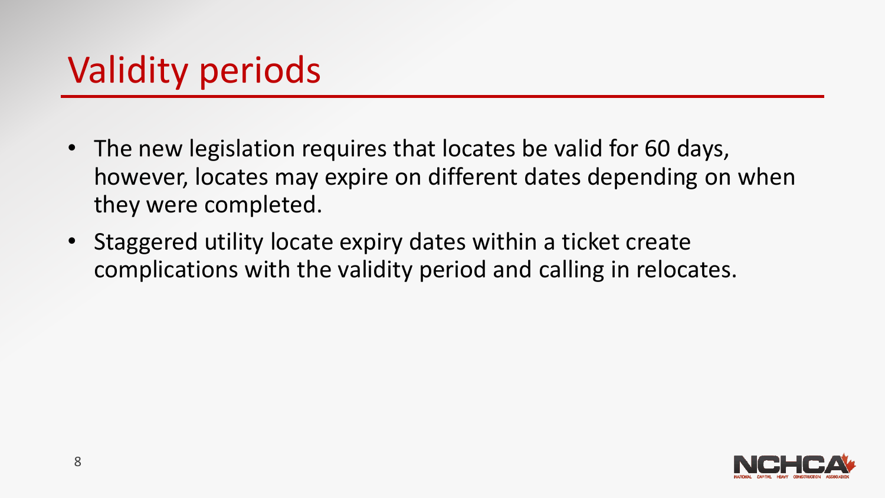# Validity periods

- The new legislation requires that locates be valid for 60 days, however, locates may expire on different dates depending on when they were completed.
- Staggered utility locate expiry dates within a ticket create complications with the validity period and calling in relocates.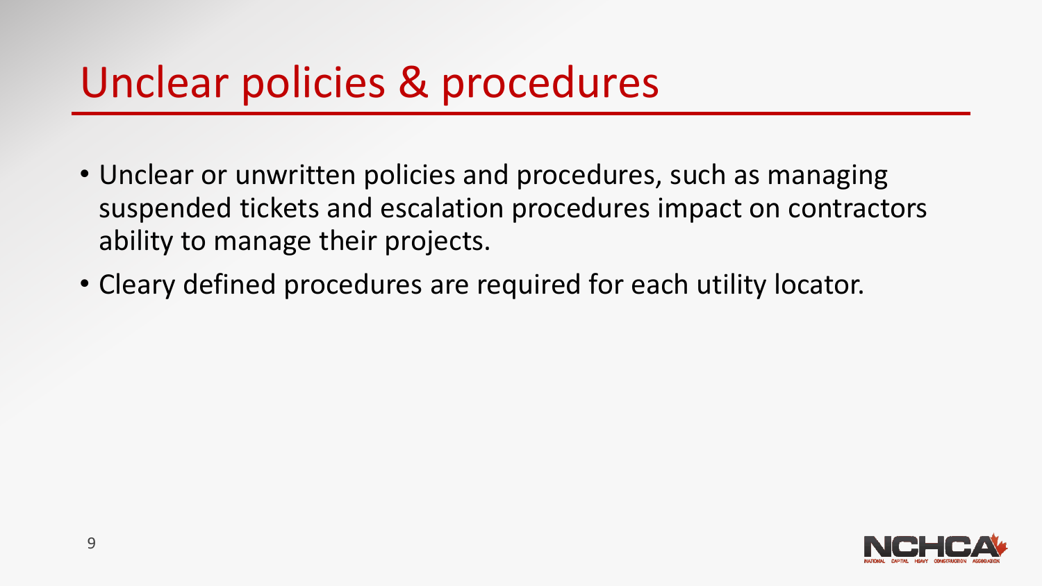# Unclear policies & procedures

- Unclear or unwritten policies and procedures, such as managing suspended tickets and escalation procedures impact on contractors ability to manage their projects.
- Cleary defined procedures are required for each utility locator.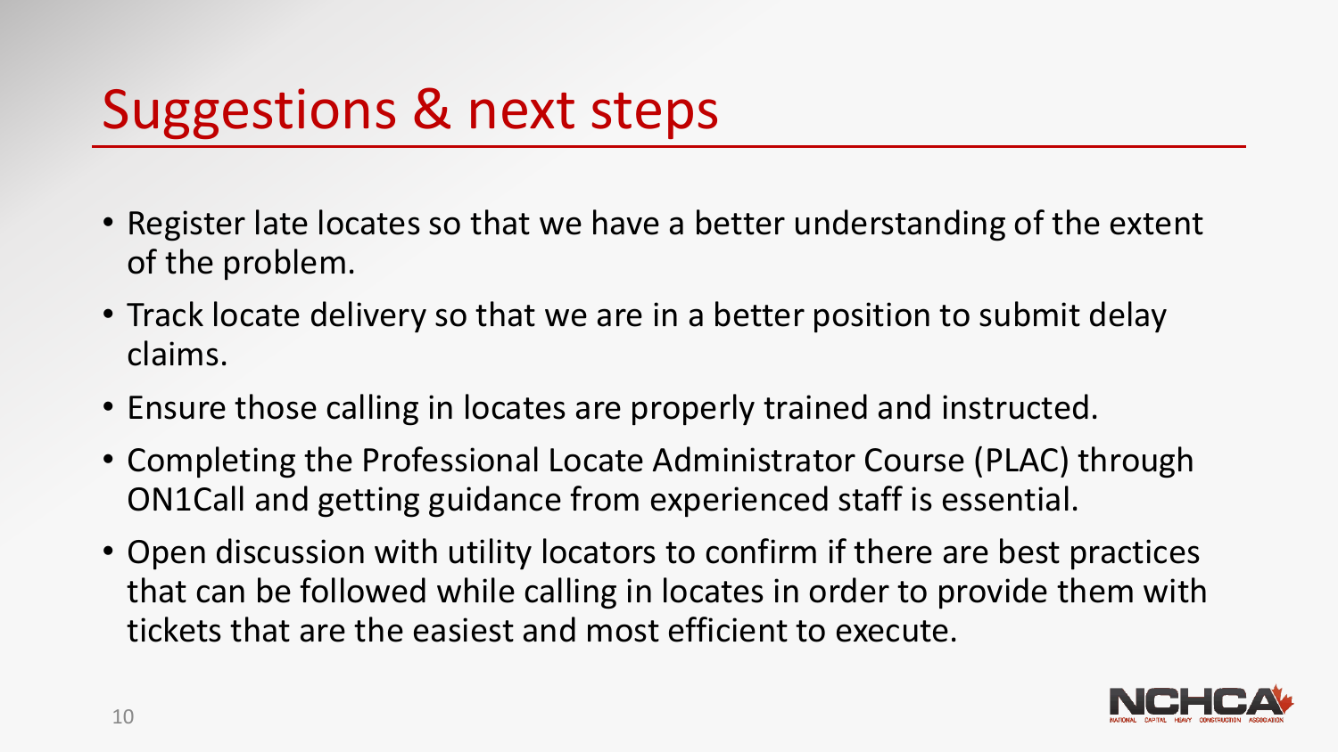# Suggestions & next steps

- Register late locates so that we have a better understanding of the extent of the problem.
- Track locate delivery so that we are in a better position to submit delay claims.
- Ensure those calling in locates are properly trained and instructed.
- Completing the Professional Locate Administrator Course (PLAC) through ON1Call and getting guidance from experienced staff is essential.
- Open discussion with utility locators to confirm if there are best practices that can be followed while calling in locates in order to provide them with tickets that are the easiest and most efficient to execute.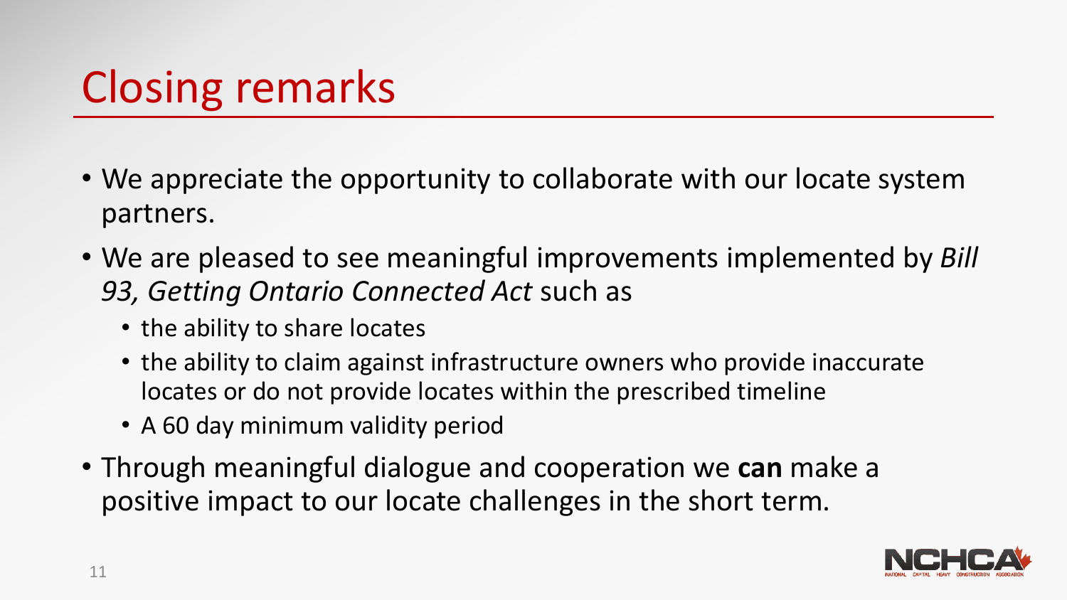# Closing remarks

- We appreciate the opportunity to collaborate with our locate system partners.
- We are pleased to see meaningful improvements implemented by *Bill 93, Getting Ontario Connected Act* such as
  - the ability to share locates
  - the ability to claim against infrastructure owners who provide inaccurate locates or do not provide locates within the prescribed timeline
  - A 60 day minimum validity period
- Through meaningful dialogue and cooperation we **can** make a positive impact to our locate challenges in the short term.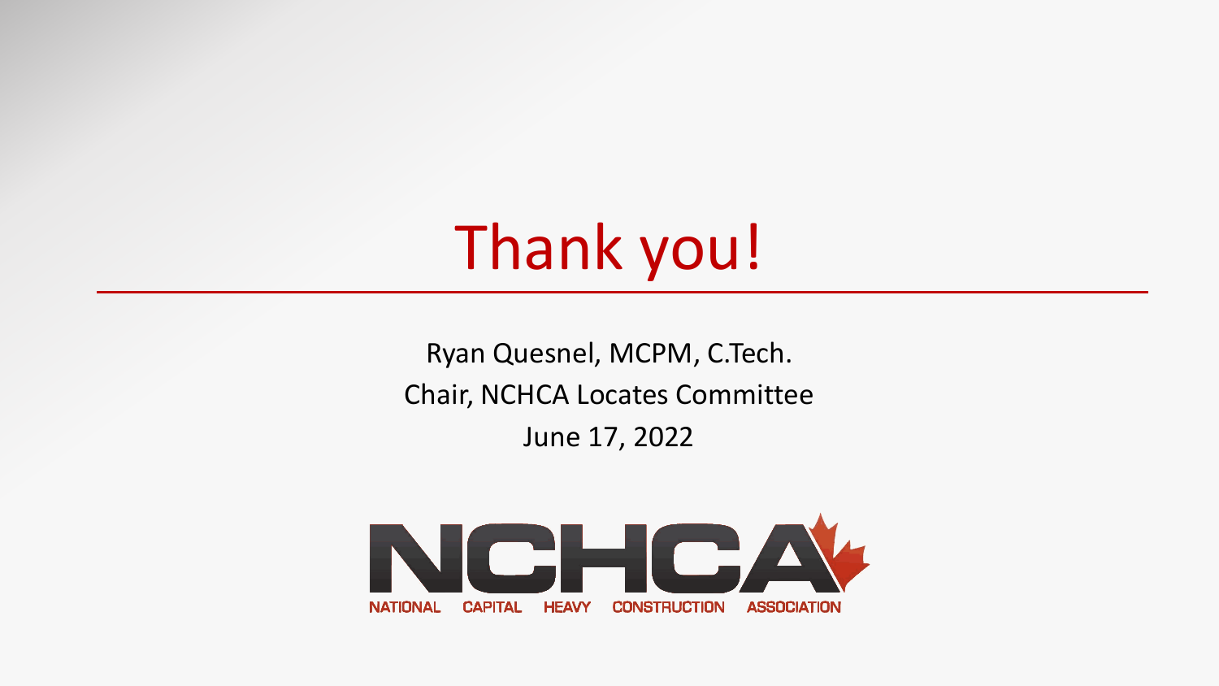# Thank you!

Ryan Quesnel, MCPM, C.Tech.

Chair, NCHCA Locates Committee

June 17, 2022

NCHCA

NATIONAL CAPITAL HEAVY CONSTRUCTION ASSOCIATION